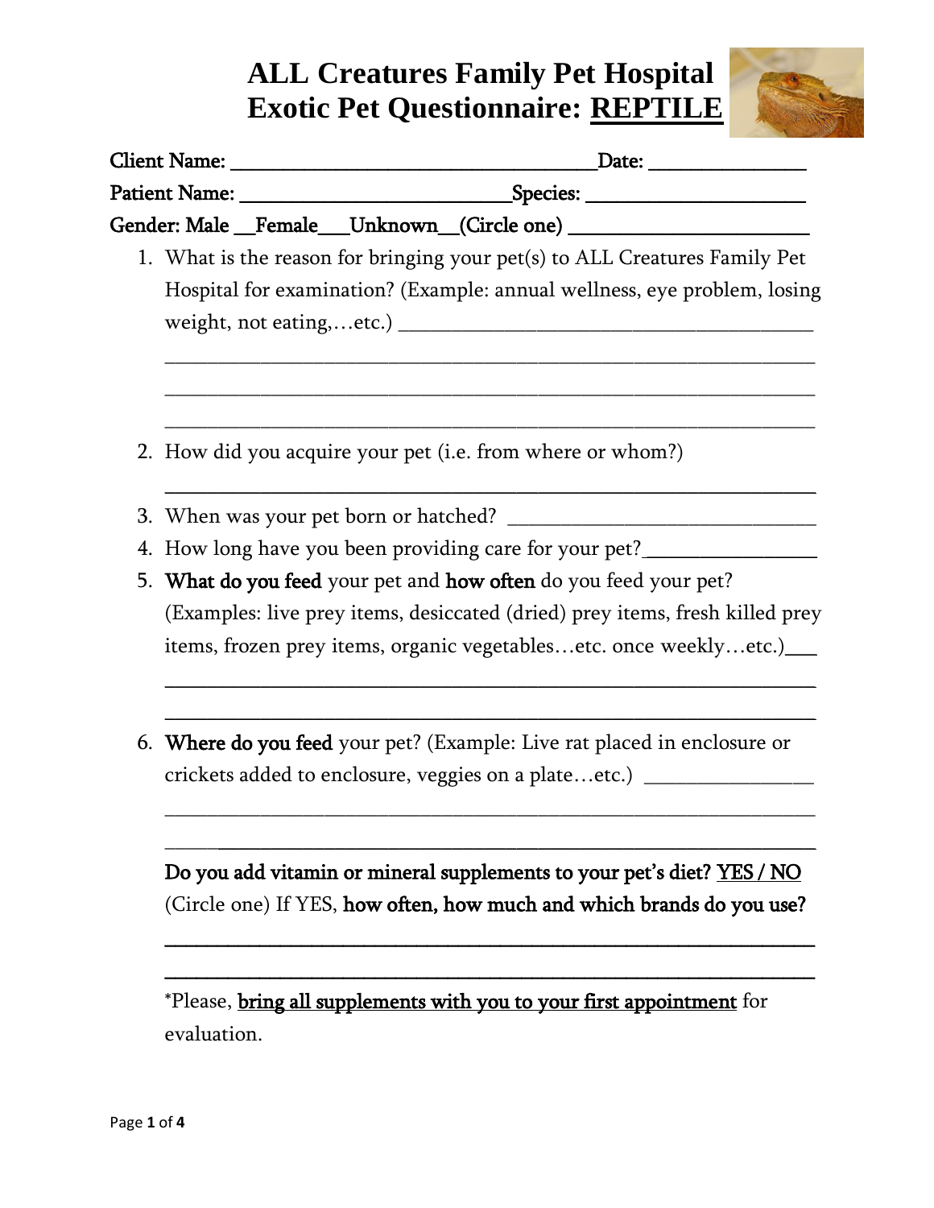# ALL Creatures Family Pet Hospital
# Exotic Pet Questionnaire: REPTILE

**Client Name:** ___________________________________ **Date:** _______________

**Patient Name:** __________________________ **Species:** _____________________

**Gender: Male __Female___Unknown__(Circle one)** _______________________

1. What is the reason for bringing your pet(s) to ALL Creatures Family Pet Hospital for examination? (Example: annual wellness, eye problem, losing weight, not eating,…etc.) _______________________________________

   _______________________________________________________________

   _______________________________________________________________

   _______________________________________________________________

2. How did you acquire your pet (i.e. from where or whom?)

   _______________________________________________________________

3. When was your pet born or hatched? _____________________________

4. How long have you been providing care for your pet?________________

5. **What do you feed** your pet and **how often** do you feed your pet? (Examples: live prey items, desiccated (dried) prey items, fresh killed prey items, frozen prey items, organic vegetables…etc. once weekly…etc.)___

   _______________________________________________________________

   _______________________________________________________________

6. **Where do you feed** your pet? (Example: Live rat placed in enclosure or crickets added to enclosure, veggies on a plate…etc.) _______________

   _______________________________________________________________

   _______________________________________________________________

   **Do you add vitamin or mineral supplements to your pet's diet?** **YES / NO** (Circle one) If YES, **how often, how much and which brands do you use?**

   _______________________________________________________________

   _______________________________________________________________

   *Please, bring all supplements with you to your first appointment for evaluation.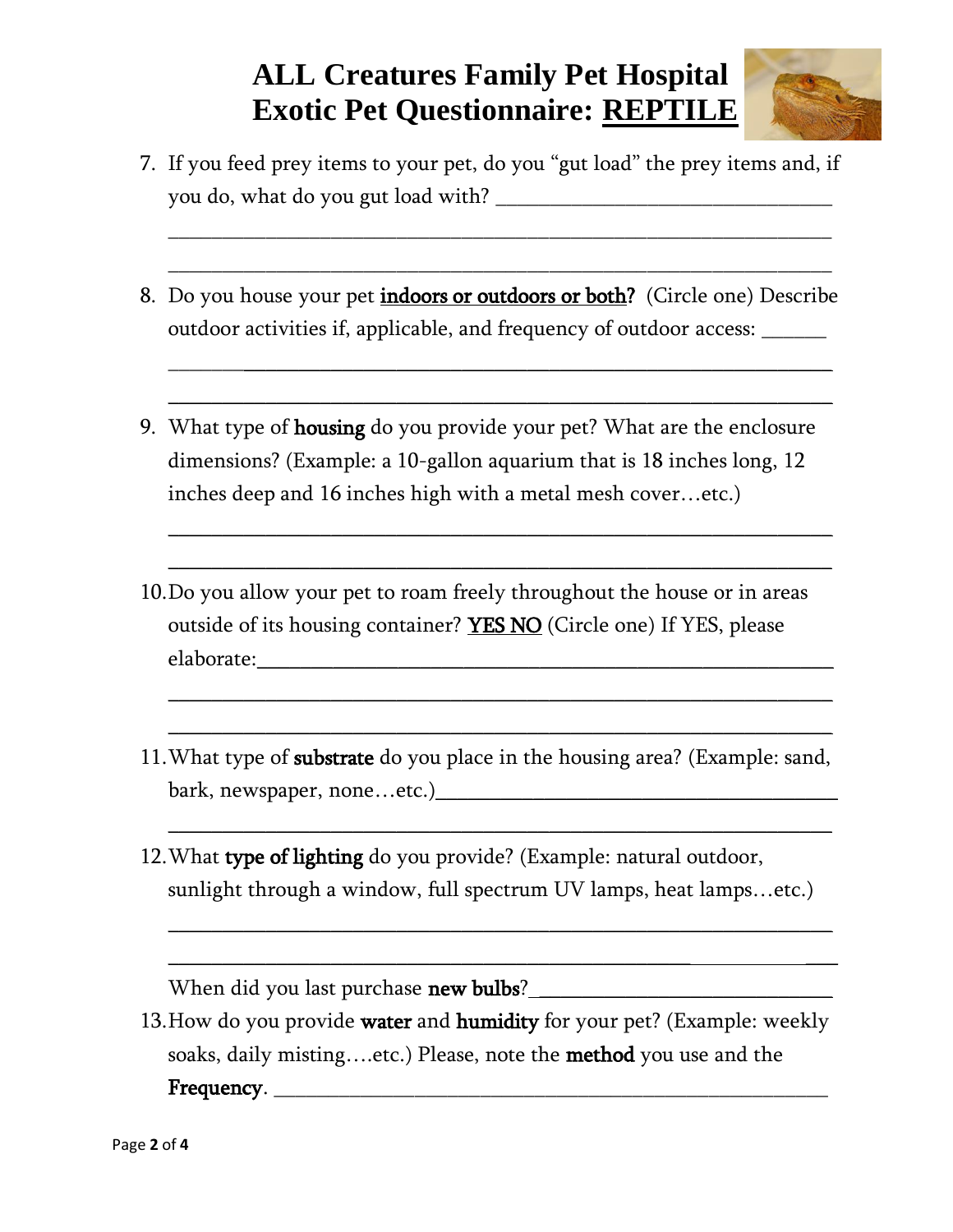# ALL Creatures Family Pet Hospital
# Exotic Pet Questionnaire: REPTILE

7. If you feed prey items to your pet, do you "gut load" the prey items and, if you do, what do you gut load with? ______________________________

______________________________________________________________

______________________________________________________________

8. Do you house your pet **indoors or outdoors or both?** (Circle one) Describe outdoor activities if, applicable, and frequency of outdoor access: ______

______________________________________________________________

______________________________________________________________

9. What type of **housing** do you provide your pet? What are the enclosure dimensions? (Example: a 10-gallon aquarium that is 18 inches long, 12 inches deep and 16 inches high with a metal mesh cover…etc.)

______________________________________________________________

______________________________________________________________

10. Do you allow your pet to roam freely throughout the house or in areas outside of its housing container? YES NO (Circle one) If YES, please elaborate:_____________________________________________________

______________________________________________________________

______________________________________________________________

11. What type of **substrate** do you place in the housing area? (Example: sand, bark, newspaper, none…etc.)_____________________________________

______________________________________________________________

12. What **type of lighting** do you provide? (Example: natural outdoor, sunlight through a window, full spectrum UV lamps, heat lamps…etc.)

______________________________________________________________

______________________________________________________________

When did you last purchase **new bulbs**?___________________________

13. How do you provide **water** and **humidity** for your pet? (Example: weekly soaks, daily misting….etc.) Please, note the **method** you use and the **Frequency**. ________________________________________________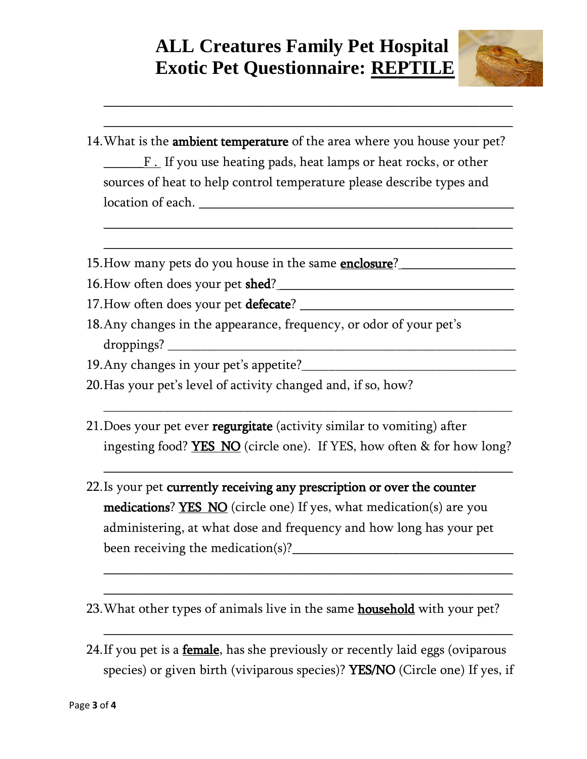# ALL Creatures Family Pet Hospital
# Exotic Pet Questionnaire: <u>REPTILE</u>

_______________________________________________________________

_______________________________________________________________

14. What is the **ambient temperature** of the area where you house your pet? ______F . If you use heating pads, heat lamps or heat rocks, or other sources of heat to help control temperature please describe types and location of each. ______________________________________________

_______________________________________________________________

_______________________________________________________________

15. How many pets do you house in the same **<u>enclosure</u>**?_________________
16. How often does your pet **shed**?___________________________________
17. How often does your pet **defecate**? _______________________________
18. Any changes in the appearance, frequency, or odor of your pet's droppings? _____________________________________________________
19. Any changes in your pet's appetite?_______________________________
20. Has your pet's level of activity changed and, if so, how?

    _______________________________________________________________

21. Does your pet ever **regurgitate** (activity similar to vomiting) after ingesting food? **<u>YES NO</u>** (circle one). If YES, how often & for how long?

    _______________________________________________________________

22. Is your pet **currently receiving any prescription or over the counter medications**? **<u>YES NO</u>** (circle one) If yes, what medication(s) are you administering, at what dose and frequency and how long has your pet been receiving the medication(s)?_______________________________

    _______________________________________________________________

    _______________________________________________________________

23. What other types of animals live in the same **<u>household</u>** with your pet?

    _______________________________________________________________

24. If you pet is a **<u>female</u>**, has she previously or recently laid eggs (oviparous species) or given birth (viviparous species)? **YES/NO** (Circle one) If yes, if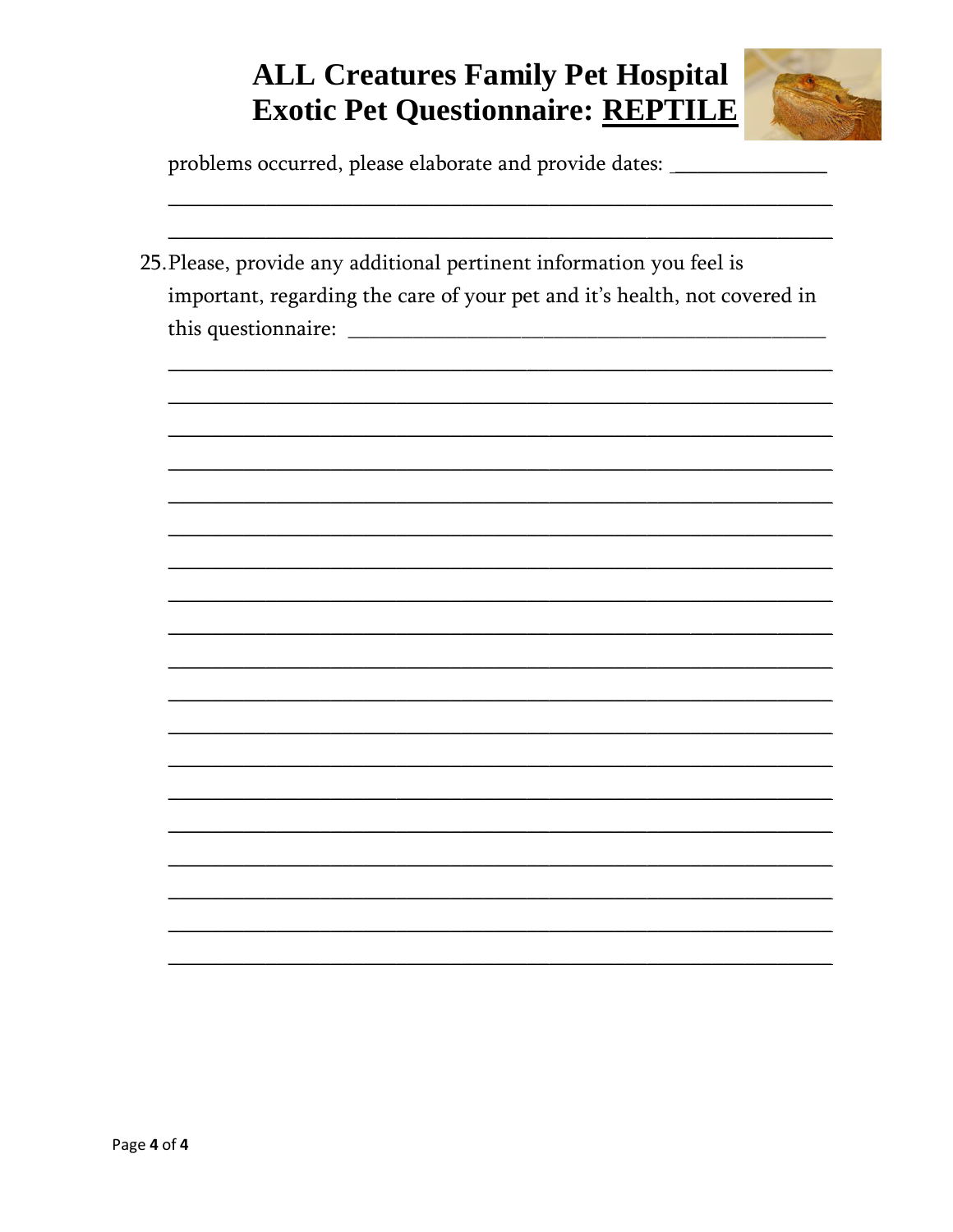problems occurred, please elaborate and provide dates: _______________

_______________________________________________________________

_______________________________________________________________

25. Please, provide any additional pertinent information you feel is important, regarding the care of your pet and it's health, not covered in this questionnaire: _______________________________________________

_______________________________________________________________

_______________________________________________________________

_______________________________________________________________

_______________________________________________________________

_______________________________________________________________

_______________________________________________________________

_______________________________________________________________

_______________________________________________________________

_______________________________________________________________

_______________________________________________________________

_______________________________________________________________

_______________________________________________________________

_______________________________________________________________

_______________________________________________________________

_______________________________________________________________

_______________________________________________________________

_______________________________________________________________

_______________________________________________________________

_______________________________________________________________